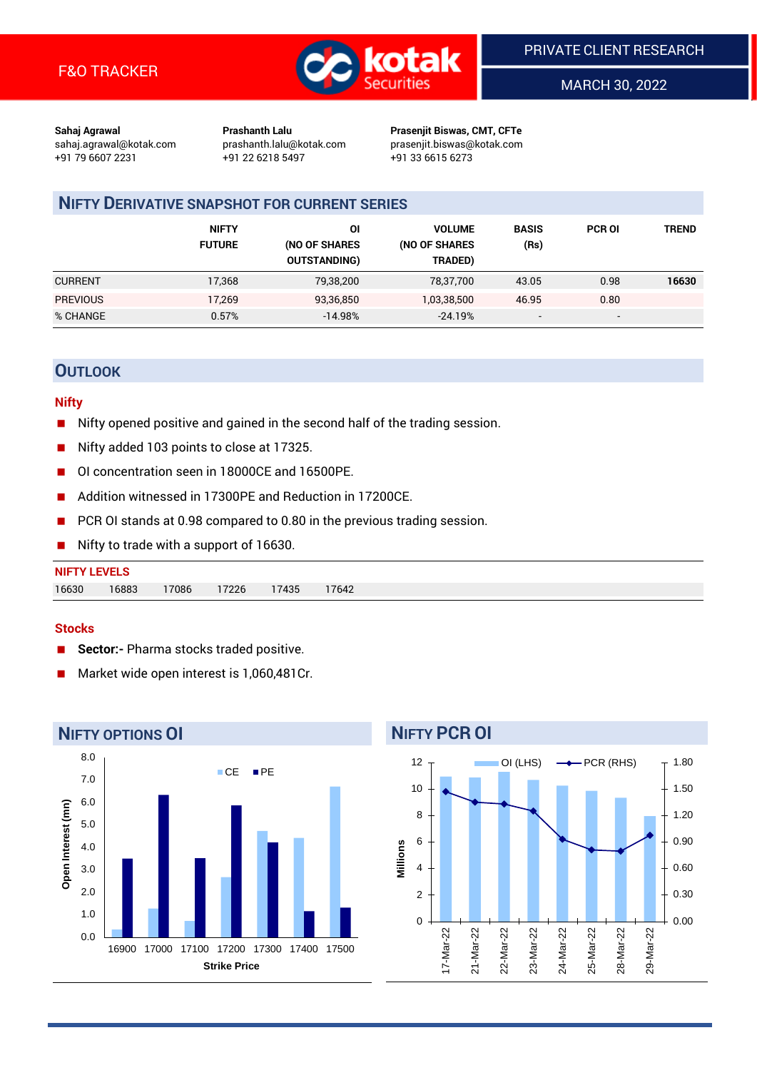F&O TRACKER

PRIVATE CLIENT RESEARCH

MARCH 30, 2022

**Sahaj Agrawal**
sahaj.agrawal@kotak.com
+91 79 6607 2231

**Prashanth Lalu**
prashanth.lalu@kotak.com
+91 22 6218 5497

**Prasenjit Biswas, CMT, CFTe**
prasenjit.biswas@kotak.com
+91 33 6615 6273

## NIFTY DERIVATIVE SNAPSHOT FOR CURRENT SERIES

| | NIFTY FUTURE | OI (NO OF SHARES OUTSTANDING) | VOLUME (NO OF SHARES TRADED) | BASIS (Rs) | PCR OI | TREND |
|---|---|---|---|---|---|---|
| CURRENT | 17,368 | 79,38,200 | 78,37,700 | 43.05 | 0.98 | **16630** |
| PREVIOUS | 17,269 | 93,36,850 | 1,03,38,500 | 46.95 | 0.80 | |
| % CHANGE | 0.57% | -14.98% | -24.19% | - | - | |

## OUTLOOK

### Nifty

- Nifty opened positive and gained in the second half of the trading session.
- Nifty added 103 points to close at 17325.
- OI concentration seen in 18000CE and 16500PE.
- Addition witnessed in 17300PE and Reduction in 17200CE.
- PCR OI stands at 0.98 compared to 0.80 in the previous trading session.
- Nifty to trade with a support of 16630.

**NIFTY LEVELS**

| 16630 | 16883 | 17086 | 17226 | 17435 | 17642 |
|---|---|---|---|---|---|

### Stocks

- **Sector:-** Pharma stocks traded positive.
- Market wide open interest is 1,060,481Cr.

## NIFTY OPTIONS OI

| Strike Price | CE | PE |
|---|---|---|
| 16900 | 0.3 | 3.5 |
| 17000 | 1.3 | 6.3 |
| 17100 | 0.7 | 3.5 |
| 17200 | 2.7 | 5.8 |
| 17300 | 4.7 | 4.2 |
| 17400 | 4.4 | 1.2 |
| 17500 | 6.7 | 1.3 |

Open Interest (mn) vs Strike Price

## NIFTY PCR OI

| Date | OI (LHS, Millions) | PCR (RHS) |
|---|---|---|
| 17-Mar-22 | 10.9 | 1.47 |
| 21-Mar-22 | 10.9 | 1.37 |
| 22-Mar-22 | 11.3 | 1.35 |
| 23-Mar-22 | 10.7 | 1.27 |
| 24-Mar-22 | 10.2 | 0.93 |
| 25-Mar-22 | 9.8 | 0.81 |
| 28-Mar-22 | 9.3 | 0.80 |
| 29-Mar-22 | 7.9 | 0.98 |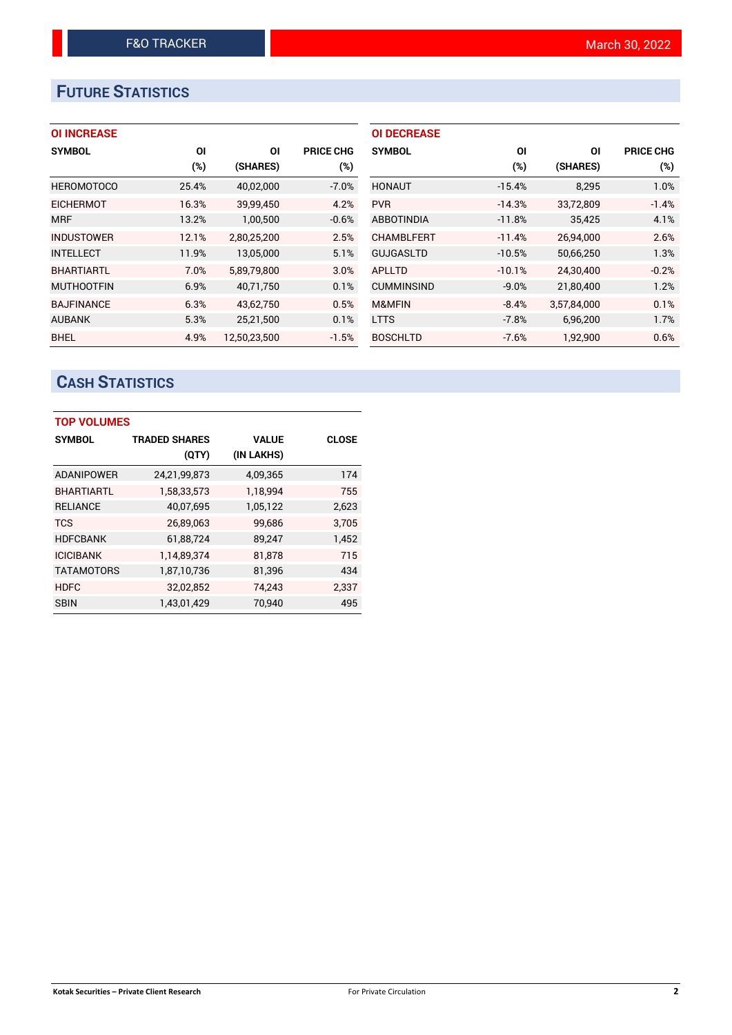# FUTURE STATISTICS

### OI INCREASE

| SYMBOL | OI (%) | OI (SHARES) | PRICE CHG (%) |
|---|---|---|---|
| HEROMOTOCO | 25.4% | 40,02,000 | -7.0% |
| EICHERMOT | 16.3% | 39,99,450 | 4.2% |
| MRF | 13.2% | 1,00,500 | -0.6% |
| INDUSTOWER | 12.1% | 2,80,25,200 | 2.5% |
| INTELLECT | 11.9% | 13,05,000 | 5.1% |
| BHARTIARTL | 7.0% | 5,89,79,800 | 3.0% |
| MUTHOOTFIN | 6.9% | 40,71,750 | 0.1% |
| BAJFINANCE | 6.3% | 43,62,750 | 0.5% |
| AUBANK | 5.3% | 25,21,500 | 0.1% |
| BHEL | 4.9% | 12,50,23,500 | -1.5% |

### OI DECREASE

| SYMBOL | OI (%) | OI (SHARES) | PRICE CHG (%) |
|---|---|---|---|
| HONAUT | -15.4% | 8,295 | 1.0% |
| PVR | -14.3% | 33,72,809 | -1.4% |
| ABBOTINDIA | -11.8% | 35,425 | 4.1% |
| CHAMBLFERT | -11.4% | 26,94,000 | 2.6% |
| GUJGASLTD | -10.5% | 50,66,250 | 1.3% |
| APLLTD | -10.1% | 24,30,400 | -0.2% |
| CUMMINSIND | -9.0% | 21,80,400 | 1.2% |
| M&MFIN | -8.4% | 3,57,84,000 | 0.1% |
| LTTS | -7.8% | 6,96,200 | 1.7% |
| BOSCHLTD | -7.6% | 1,92,900 | 0.6% |

# CASH STATISTICS

### TOP VOLUMES

| SYMBOL | TRADED SHARES (QTY) | VALUE (IN LAKHS) | CLOSE |
|---|---|---|---|
| ADANIPOWER | 24,21,99,873 | 4,09,365 | 174 |
| BHARTIARTL | 1,58,33,573 | 1,18,994 | 755 |
| RELIANCE | 40,07,695 | 1,05,122 | 2,623 |
| TCS | 26,89,063 | 99,686 | 3,705 |
| HDFCBANK | 61,88,724 | 89,247 | 1,452 |
| ICICIBANK | 1,14,89,374 | 81,878 | 715 |
| TATAMOTORS | 1,87,10,736 | 81,396 | 434 |
| HDFC | 32,02,852 | 74,243 | 2,337 |
| SBIN | 1,43,01,429 | 70,940 | 495 |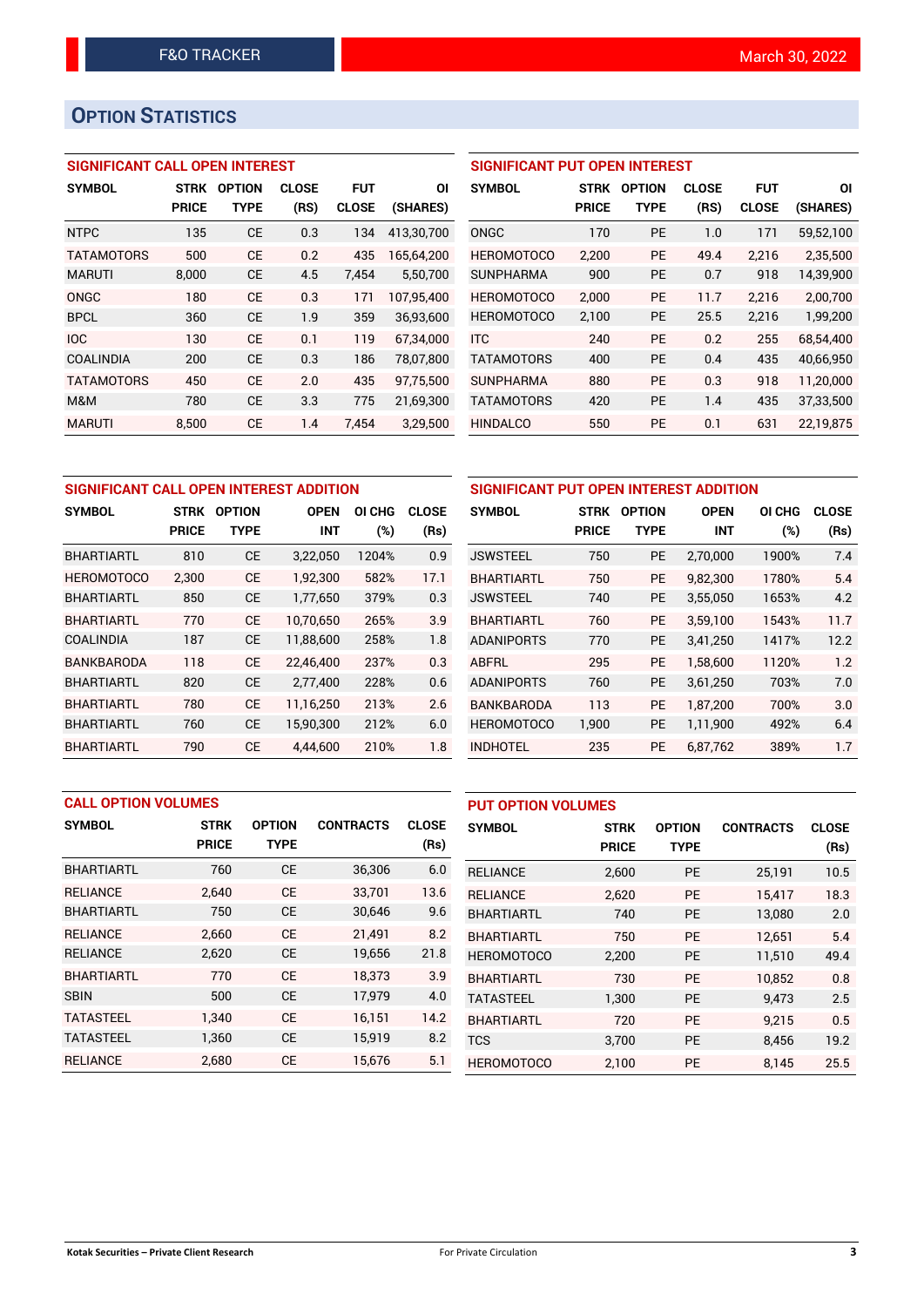F&O TRACKER

March 30, 2022

## OPTION STATISTICS

### SIGNIFICANT CALL OPEN INTEREST

| SYMBOL | STRK PRICE | OPTION TYPE | CLOSE (RS) | FUT CLOSE | OI (SHARES) |
|---|---|---|---|---|---|
| NTPC | 135 | CE | 0.3 | 134 | 413,30,700 |
| TATAMOTORS | 500 | CE | 0.2 | 435 | 165,64,200 |
| MARUTI | 8,000 | CE | 4.5 | 7,454 | 5,50,700 |
| ONGC | 180 | CE | 0.3 | 171 | 107,95,400 |
| BPCL | 360 | CE | 1.9 | 359 | 36,93,600 |
| IOC | 130 | CE | 0.1 | 119 | 67,34,000 |
| COALINDIA | 200 | CE | 0.3 | 186 | 78,07,800 |
| TATAMOTORS | 450 | CE | 2.0 | 435 | 97,75,500 |
| M&M | 780 | CE | 3.3 | 775 | 21,69,300 |
| MARUTI | 8,500 | CE | 1.4 | 7,454 | 3,29,500 |

### SIGNIFICANT PUT OPEN INTEREST

| SYMBOL | STRK PRICE | OPTION TYPE | CLOSE (RS) | FUT CLOSE | OI (SHARES) |
|---|---|---|---|---|---|
| ONGC | 170 | PE | 1.0 | 171 | 59,52,100 |
| HEROMOTOCO | 2,200 | PE | 49.4 | 2,216 | 2,35,500 |
| SUNPHARMA | 900 | PE | 0.7 | 918 | 14,39,900 |
| HEROMOTOCO | 2,000 | PE | 11.7 | 2,216 | 2,00,700 |
| HEROMOTOCO | 2,100 | PE | 25.5 | 2,216 | 1,99,200 |
| ITC | 240 | PE | 0.2 | 255 | 68,54,400 |
| TATAMOTORS | 400 | PE | 0.4 | 435 | 40,66,950 |
| SUNPHARMA | 880 | PE | 0.3 | 918 | 11,20,000 |
| TATAMOTORS | 420 | PE | 1.4 | 435 | 37,33,500 |
| HINDALCO | 550 | PE | 0.1 | 631 | 22,19,875 |

### SIGNIFICANT CALL OPEN INTEREST ADDITION

| SYMBOL | STRK PRICE | OPTION TYPE | OPEN INT | OI CHG (%) | CLOSE (Rs) |
|---|---|---|---|---|---|
| BHARTIARTL | 810 | CE | 3,22,050 | 1204% | 0.9 |
| HEROMOTOCO | 2,300 | CE | 1,92,300 | 582% | 17.1 |
| BHARTIARTL | 850 | CE | 1,77,650 | 379% | 0.3 |
| BHARTIARTL | 770 | CE | 10,70,650 | 265% | 3.9 |
| COALINDIA | 187 | CE | 11,88,600 | 258% | 1.8 |
| BANKBARODA | 118 | CE | 22,46,400 | 237% | 0.3 |
| BHARTIARTL | 820 | CE | 2,77,400 | 228% | 0.6 |
| BHARTIARTL | 780 | CE | 11,16,250 | 213% | 2.6 |
| BHARTIARTL | 760 | CE | 15,90,300 | 212% | 6.0 |
| BHARTIARTL | 790 | CE | 4,44,600 | 210% | 1.8 |

### SIGNIFICANT PUT OPEN INTEREST ADDITION

| SYMBOL | STRK PRICE | OPTION TYPE | OPEN INT | OI CHG (%) | CLOSE (Rs) |
|---|---|---|---|---|---|
| JSWSTEEL | 750 | PE | 2,70,000 | 1900% | 7.4 |
| BHARTIARTL | 750 | PE | 9,82,300 | 1780% | 5.4 |
| JSWSTEEL | 740 | PE | 3,55,050 | 1653% | 4.2 |
| BHARTIARTL | 760 | PE | 3,59,100 | 1543% | 11.7 |
| ADANIPORTS | 770 | PE | 3,41,250 | 1417% | 12.2 |
| ABFRL | 295 | PE | 1,58,600 | 1120% | 1.2 |
| ADANIPORTS | 760 | PE | 3,61,250 | 703% | 7.0 |
| BANKBARODA | 113 | PE | 1,87,200 | 700% | 3.0 |
| HEROMOTOCO | 1,900 | PE | 1,11,900 | 492% | 6.4 |
| INDHOTEL | 235 | PE | 6,87,762 | 389% | 1.7 |

### CALL OPTION VOLUMES

| SYMBOL | STRK PRICE | OPTION TYPE | CONTRACTS | CLOSE (Rs) |
|---|---|---|---|---|
| BHARTIARTL | 760 | CE | 36,306 | 6.0 |
| RELIANCE | 2,640 | CE | 33,701 | 13.6 |
| BHARTIARTL | 750 | CE | 30,646 | 9.6 |
| RELIANCE | 2,660 | CE | 21,491 | 8.2 |
| RELIANCE | 2,620 | CE | 19,656 | 21.8 |
| BHARTIARTL | 770 | CE | 18,373 | 3.9 |
| SBIN | 500 | CE | 17,979 | 4.0 |
| TATASTEEL | 1,340 | CE | 16,151 | 14.2 |
| TATASTEEL | 1,360 | CE | 15,919 | 8.2 |
| RELIANCE | 2,680 | CE | 15,676 | 5.1 |

### PUT OPTION VOLUMES

| SYMBOL | STRK PRICE | OPTION TYPE | CONTRACTS | CLOSE (Rs) |
|---|---|---|---|---|
| RELIANCE | 2,600 | PE | 25,191 | 10.5 |
| RELIANCE | 2,620 | PE | 15,417 | 18.3 |
| BHARTIARTL | 740 | PE | 13,080 | 2.0 |
| BHARTIARTL | 750 | PE | 12,651 | 5.4 |
| HEROMOTOCO | 2,200 | PE | 11,510 | 49.4 |
| BHARTIARTL | 730 | PE | 10,852 | 0.8 |
| TATASTEEL | 1,300 | PE | 9,473 | 2.5 |
| BHARTIARTL | 720 | PE | 9,215 | 0.5 |
| TCS | 3,700 | PE | 8,456 | 19.2 |
| HEROMOTOCO | 2,100 | PE | 8,145 | 25.5 |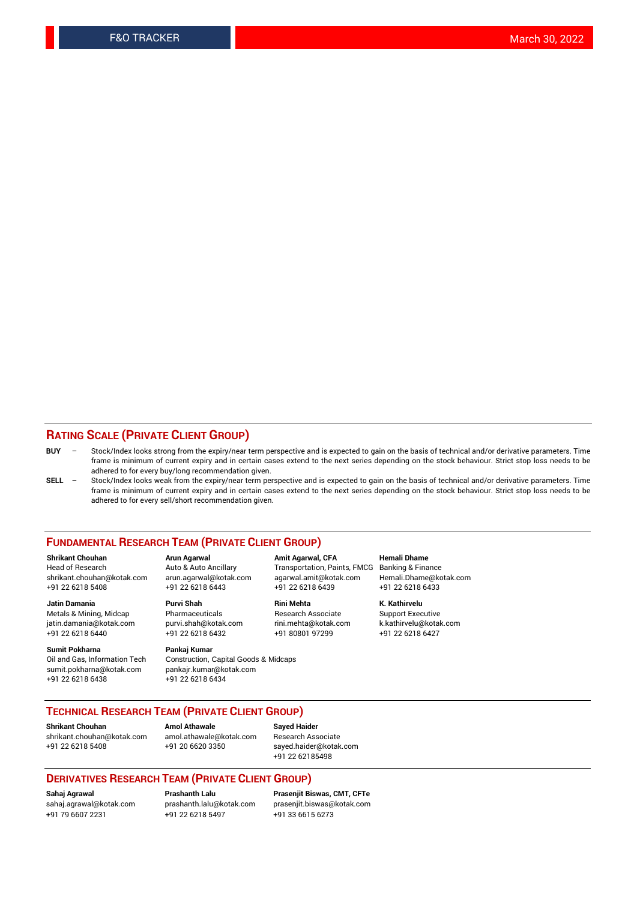## RATING SCALE (PRIVATE CLIENT GROUP)

**BUY** – Stock/Index looks strong from the expiry/near term perspective and is expected to gain on the basis of technical and/or derivative parameters. Time frame is minimum of current expiry and in certain cases extend to the next series depending on the stock behaviour. Strict stop loss needs to be adhered to for every buy/long recommendation given.

**SELL** – Stock/Index looks weak from the expiry/near term perspective and is expected to gain on the basis of technical and/or derivative parameters. Time frame is minimum of current expiry and in certain cases extend to the next series depending on the stock behaviour. Strict stop loss needs to be adhered to for every sell/short recommendation given.

## FUNDAMENTAL RESEARCH TEAM (PRIVATE CLIENT GROUP)

**Shrikant Chouhan**
Head of Research
shrikant.chouhan@kotak.com
+91 22 6218 5408

**Arun Agarwal**
Auto & Auto Ancillary
arun.agarwal@kotak.com
+91 22 6218 6443

**Amit Agarwal, CFA**
Transportation, Paints, FMCG
agarwal.amit@kotak.com
+91 22 6218 6439

**Hemali Dhame**
Banking & Finance
Hemali.Dhame@kotak.com
+91 22 6218 6433

**Jatin Damania**
Metals & Mining, Midcap
jatin.damania@kotak.com
+91 22 6218 6440

**Purvi Shah**
Pharmaceuticals
purvi.shah@kotak.com
+91 22 6218 6432

**Rini Mehta**
Research Associate
rini.mehta@kotak.com
+91 80801 97299

**K. Kathirvelu**
Support Executive
k.kathirvelu@kotak.com
+91 22 6218 6427

**Sumit Pokharna**
Oil and Gas, Information Tech
sumit.pokharna@kotak.com
+91 22 6218 6438

**Pankaj Kumar**
Construction, Capital Goods & Midcaps
pankajr.kumar@kotak.com
+91 22 6218 6434

## TECHNICAL RESEARCH TEAM (PRIVATE CLIENT GROUP)

**Shrikant Chouhan**
shrikant.chouhan@kotak.com
+91 22 6218 5408

**Amol Athawale**
amol.athawale@kotak.com
+91 20 6620 3350

**Sayed Haider**
Research Associate
sayed.haider@kotak.com
+91 22 62185498

## DERIVATIVES RESEARCH TEAM (PRIVATE CLIENT GROUP)

**Sahaj Agrawal**
sahaj.agrawal@kotak.com
+91 79 6607 2231

**Prashanth Lalu**
prashanth.lalu@kotak.com
+91 22 6218 5497

**Prasenjit Biswas, CMT, CFTe**
prasenjit.biswas@kotak.com
+91 33 6615 6273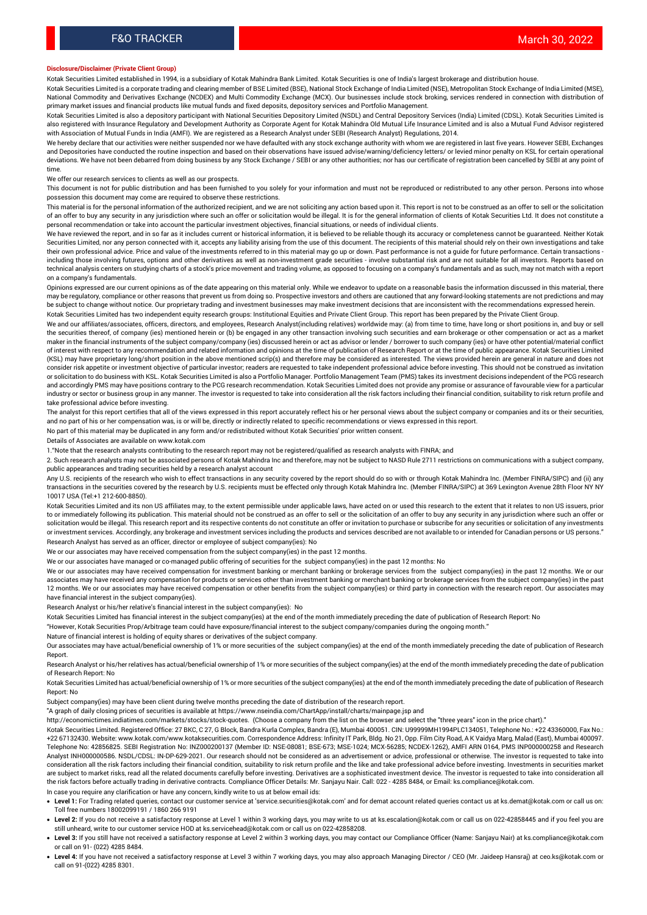**Disclosure/Disclaimer (Private Client Group)**

Kotak Securities Limited established in 1994, is a subsidiary of Kotak Mahindra Bank Limited. Kotak Securities is one of India's largest brokerage and distribution house.

Kotak Securities Limited is a corporate trading and clearing member of BSE Limited (BSE), National Stock Exchange of India Limited (NSE), Metropolitan Stock Exchange of India Limited (MSE), National Commodity and Derivatives Exchange (NCDEX) and Multi Commodity Exchange (MCX). Our businesses include stock broking, services rendered in connection with distribution of primary market issues and financial products like mutual funds and fixed deposits, depository services and Portfolio Management.

Kotak Securities Limited is also a depository participant with National Securities Depository Limited (NSDL) and Central Depository Services (India) Limited (CDSL). Kotak Securities Limited is also registered with Insurance Regulatory and Development Authority as Corporate Agent for Kotak Mahindra Old Mutual Life Insurance Limited and is also a Mutual Fund Advisor registered with Association of Mutual Funds in India (AMFI). We are registered as a Research Analyst under SEBI (Research Analyst) Regulations, 2014.

We hereby declare that our activities were neither suspended nor we have defaulted with any stock exchange authority with whom we are registered in last five years. However SEBI, Exchanges and Depositories have conducted the routine inspection and based on their observations have issued advise/warning/deficiency letters/ or levied minor penalty on KSL for certain operational deviations. We have not been debarred from doing business by any Stock Exchange / SEBI or any other authorities; nor has our certificate of registration been cancelled by SEBI at any point of time.

We offer our research services to clients as well as our prospects.

This document is not for public distribution and has been furnished to you solely for your information and must not be reproduced or redistributed to any other person. Persons into whose possession this document may come are required to observe these restrictions.

This material is for the personal information of the authorized recipient, and we are not soliciting any action based upon it. This report is not to be construed as an offer to sell or the solicitation of an offer to buy any security in any jurisdiction where such an offer or solicitation would be illegal. It is for the general information of clients of Kotak Securities Ltd. It does not constitute a personal recommendation or take into account the particular investment objectives, financial situations, or needs of individual clients.

We have reviewed the report, and in so far as it includes current or historical information, it is believed to be reliable though its accuracy or completeness cannot be guaranteed. Neither Kotak Securities Limited, nor any person connected with it, accepts any liability arising from the use of this document. The recipients of this material should rely on their own investigations and take their own professional advice. Price and value of the investments referred to in this material may go up or down. Past performance is not a guide for future performance. Certain transactions - including those involving futures, options and other derivatives as well as non-investment grade securities - involve substantial risk and are not suitable for all investors. Reports based on technical analysis centers on studying charts of a stock's price movement and trading volume, as opposed to focusing on a company's fundamentals and as such, may not match with a report on a company's fundamentals.

Opinions expressed are our current opinions as of the date appearing on this material only. While we endeavor to update on a reasonable basis the information discussed in this material, there may be regulatory, compliance or other reasons that prevent us from doing so. Prospective investors and others are cautioned that any forward-looking statements are not predictions and may be subject to change without notice. Our proprietary trading and investment businesses may make investment decisions that are inconsistent with the recommendations expressed herein.

Kotak Securities Limited has two independent equity research groups: Institutional Equities and Private Client Group. This report has been prepared by the Private Client Group.

We and our affiliates/associates, officers, directors, and employees, Research Analyst(including relatives) worldwide may: (a) from time to time, have long or short positions in, and buy or sell the securities thereof, of company (ies) mentioned herein or (b) be engaged in any other transaction involving such securities and earn brokerage or other compensation or act as a market maker in the financial instruments of the subject company/company (ies) discussed herein or act as advisor or lender / borrower to such company (ies) or have other potential/material conflict of interest with respect to any recommendation and related information and opinions at the time of publication of Research Report or at the time of public appearance. Kotak Securities Limited (KSL) may have proprietary long/short position in the above mentioned scrip(s) and therefore may be considered as interested. The views provided herein are general in nature and does not consider risk appetite or investment objective of particular investor; readers are requested to take independent professional advice before investing. This should not be construed as invitation or solicitation to do business with KSL. Kotak Securities Limited is also a Portfolio Manager. Portfolio Management Team (PMS) takes its investment decisions independent of the PCG research and accordingly PMS may have positions contrary to the PCG research recommendation. Kotak Securities Limited does not provide any promise or assurance of favourable view for a particular industry or sector or business group in any manner. The investor is requested to take into consideration all the risk factors including their financial condition, suitability to risk return profile and take professional advice before investing.

The analyst for this report certifies that all of the views expressed in this report accurately reflect his or her personal views about the subject company or companies and its or their securities, and no part of his or her compensation was, is or will be, directly or indirectly related to specific recommendations or views expressed in this report.

No part of this material may be duplicated in any form and/or redistributed without Kotak Securities' prior written consent.

Details of Associates are available on www.kotak.com

1."Note that the research analysts contributing to the research report may not be registered/qualified as research analysts with FINRA; and

2. Such research analysts may not be associated persons of Kotak Mahindra Inc and therefore, may not be subject to NASD Rule 2711 restrictions on communications with a subject company, public appearances and trading securities held by a research analyst account

Any U.S. recipients of the research who wish to effect transactions in any security covered by the report should do so with or through Kotak Mahindra Inc. (Member FINRA/SIPC) and (ii) any transactions in the securities covered by the research by U.S. recipients must be effected only through Kotak Mahindra Inc. (Member FINRA/SIPC) at 369 Lexington Avenue 28th Floor NY NY 10017 USA (Tel:+1 212-600-8850).

Kotak Securities Limited and its non US affiliates may, to the extent permissible under applicable laws, have acted on or used this research to the extent that it relates to non US issuers, prior to or immediately following its publication. This material should not be construed as an offer to sell or the solicitation of an offer to buy any security in any jurisdiction where such an offer or solicitation would be illegal. This research report and its respective contents do not constitute an offer or invitation to purchase or subscribe for any securities or solicitation of any investments or investment services. Accordingly, any brokerage and investment services including the products and services described are not available to or intended for Canadian persons or US persons."

Research Analyst has served as an officer, director or employee of subject company(ies): No

We or our associates may have received compensation from the subject company(ies) in the past 12 months.

We or our associates have managed or co-managed public offering of securities for the subject company(ies) in the past 12 months: No

We or our associates may have received compensation for investment banking or merchant banking or brokerage services from the subject company(ies) in the past 12 months. We or our associates may have received any compensation for products or services other than investment banking or merchant banking or brokerage services from the subject company(ies) in the past 12 months. We or our associates may have received compensation or other benefits from the subject company(ies) or third party in connection with the research report. Our associates may have financial interest in the subject company(ies).

Research Analyst or his/her relative's financial interest in the subject company(ies): No

Kotak Securities Limited has financial interest in the subject company(ies) at the end of the month immediately preceding the date of publication of Research Report: No

"However, Kotak Securities Prop/Arbitrage team could have exposure/financial interest to the subject company/companies during the ongoing month."

Nature of financial interest is holding of equity shares or derivatives of the subject company.

Our associates may have actual/beneficial ownership of 1% or more securities of the subject company(ies) at the end of the month immediately preceding the date of publication of Research Report.

Research Analyst or his/her relatives has actual/beneficial ownership of 1% or more securities of the subject company(ies) at the end of the month immediately preceding the date of publication of Research Report: No

Kotak Securities Limited has actual/beneficial ownership of 1% or more securities of the subject company(ies) at the end of the month immediately preceding the date of publication of Research Report: No

Subject company(ies) may have been client during twelve months preceding the date of distribution of the research report.

"A graph of daily closing prices of securities is available at https://www.nseindia.com/ChartApp/install/charts/mainpage.jsp and

http://economictimes.indiatimes.com/markets/stocks/stock-quotes. (Choose a company from the list on the browser and select the "three years" icon in the price chart)."

Kotak Securities Limited. Registered Office: 27 BKC, C 27, G Block, Bandra Kurla Complex, Bandra (E), Mumbai 400051. CIN: U99999MH1994PLC134051, Telephone No.: +22 43360000, Fax No.: +22 67132430. Website: www.kotak.com/www.kotaksecurities.com. Correspondence Address: Infinity IT Park, Bldg. No 21, Opp. Film City Road, A K Vaidya Marg, Malad (East), Mumbai 400097. Telephone No: 42856825. SEBI Registration No: INZ000200137 (Member ID: NSE-08081; BSE-673; MSE-1024; MCX-56285; NCDEX-1262), AMFI ARN 0164, PMS INP000000258 and Research Analyst INH000000586. NSDL/CDSL: IN-DP-629-2021. Our research should not be considered as an advertisement or advice, professional or otherwise. The investor is requested to take into consideration all the risk factors including their financial condition, suitability to risk return profile and the like and take professional advice before investing. Investments in securities market are subject to market risks, read all the related documents carefully before investing. Derivatives are a sophisticated investment device. The investor is requested to take into consideration all the risk factors before actually trading in derivative contracts. Compliance Officer Details: Mr. Sanjayu Nair. Call: 022 - 4285 8484, or Email: ks.compliance@kotak.com.

In case you require any clarification or have any concern, kindly write to us at below email ids:

- **Level 1:** For Trading related queries, contact our customer service at 'service.securities@kotak.com' and for demat account related queries contact us at ks.demat@kotak.com or call us on: Toll free numbers 18002099191 / 1860 266 9191
- **Level 2:** If you do not receive a satisfactory response at Level 1 within 3 working days, you may write to us at ks.escalation@kotak.com or call us on 022-42858445 and if you feel you are still unheard, write to our customer service HOD at ks.servicehead@kotak.com or call us on 022-42858208.
- **Level 3:** If you still have not received a satisfactory response at Level 2 within 3 working days, you may contact our Compliance Officer (Name: Sanjayu Nair) at ks.compliance@kotak.com or call on 91- (022) 4285 8484.
- **Level 4:** If you have not received a satisfactory response at Level 3 within 7 working days, you may also approach Managing Director / CEO (Mr. Jaideep Hansraj) at ceo.ks@kotak.com or call on 91-(022) 4285 8301.